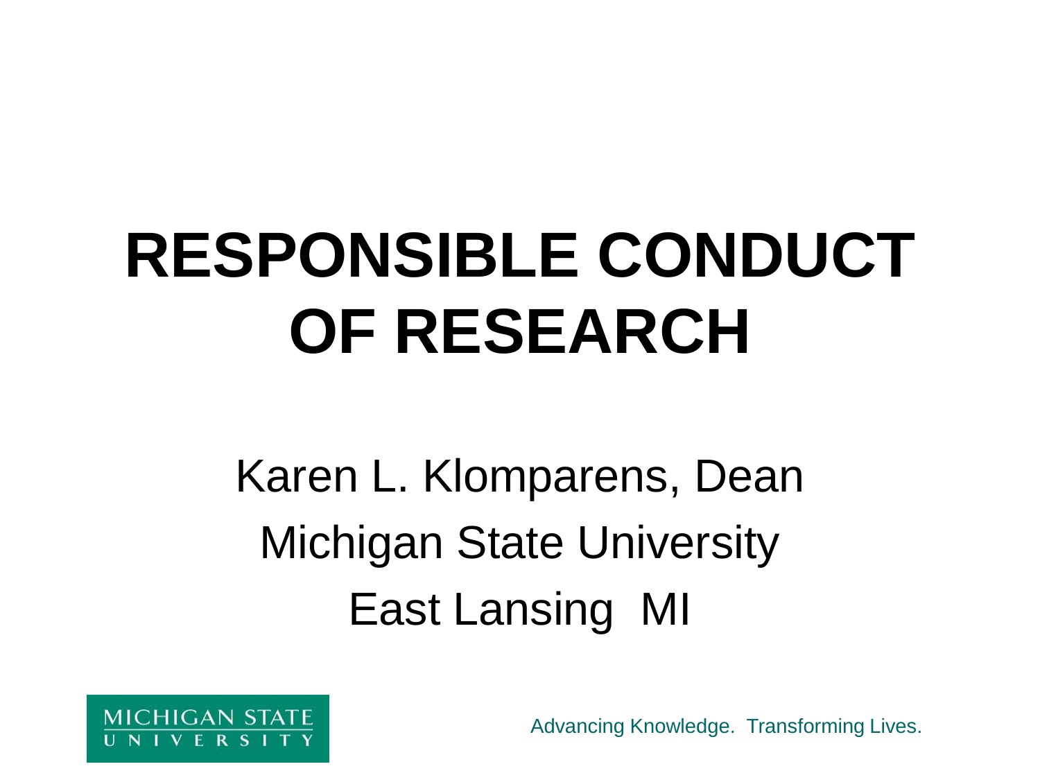# RESPONSIBLE CONDUCT OF RESEARCH

Karen L. Klomparens, Dean

Michigan State University

East Lansing MI

MICHIGAN STATE UNIVERSITY

Advancing Knowledge. Transforming Lives.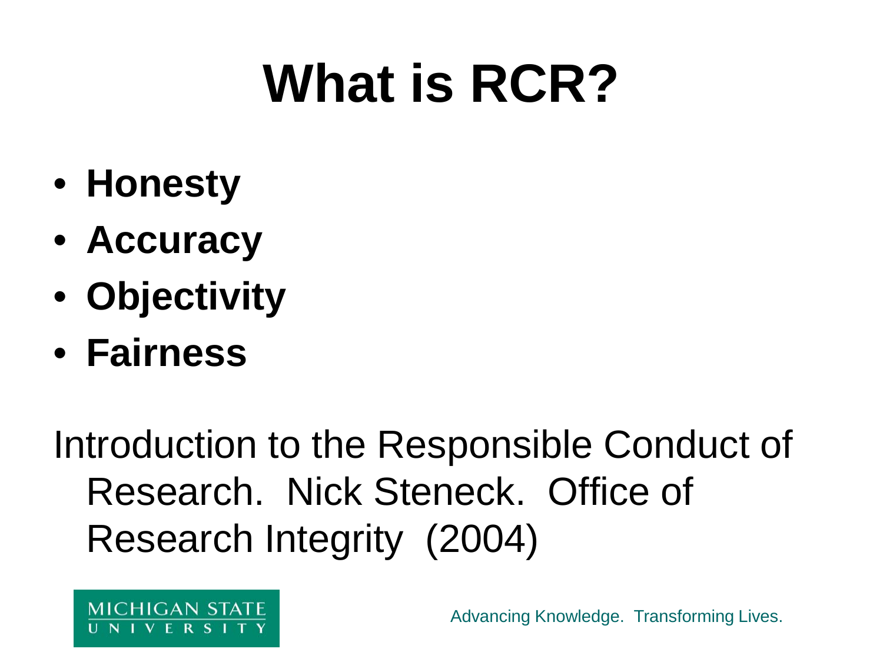# What is RCR?

- **Honesty**
- **Accuracy**
- **Objectivity**
- **Fairness**

Introduction to the Responsible Conduct of Research. Nick Steneck. Office of Research Integrity (2004)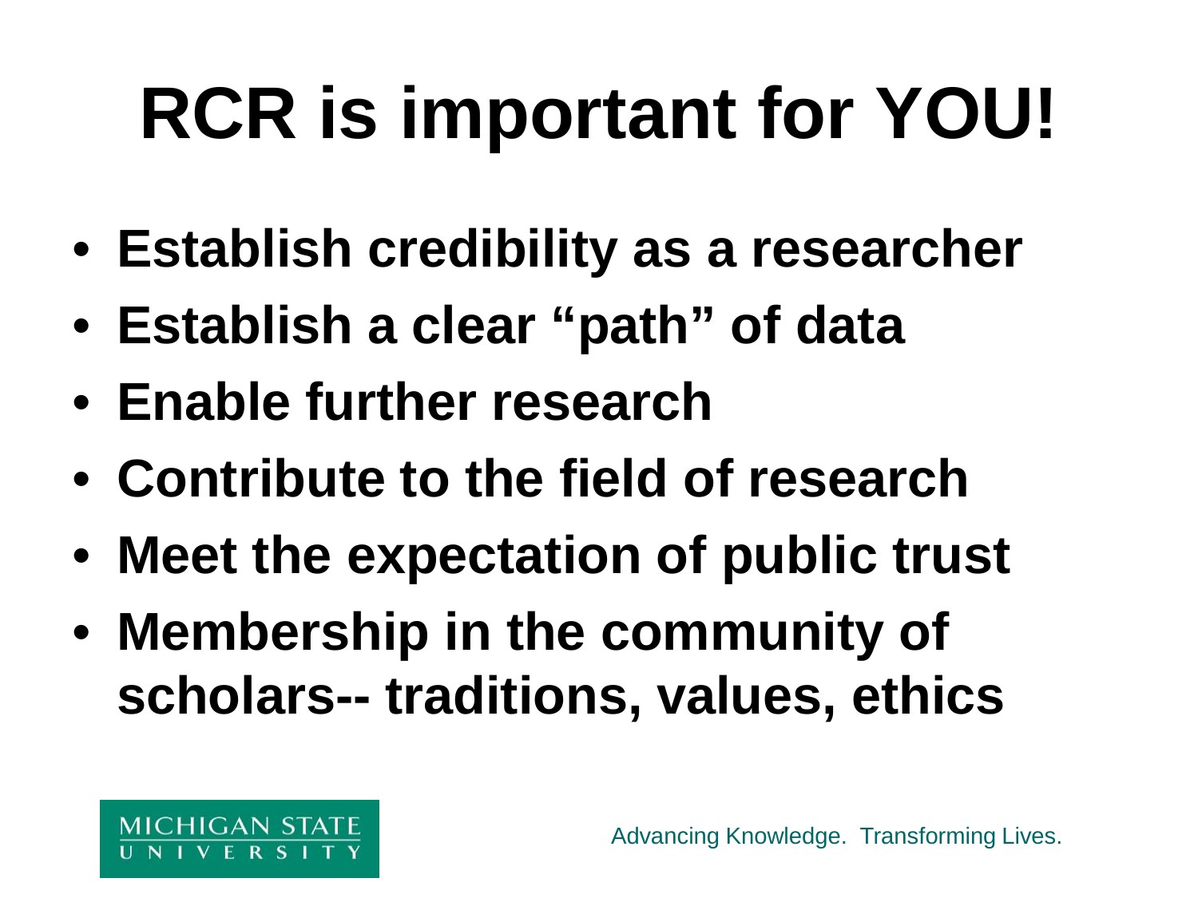# RCR is important for YOU!

- **Establish credibility as a researcher**
- **Establish a clear "path" of data**
- **Enable further research**
- **Contribute to the field of research**
- **Meet the expectation of public trust**
- **Membership in the community of scholars-- traditions, values, ethics**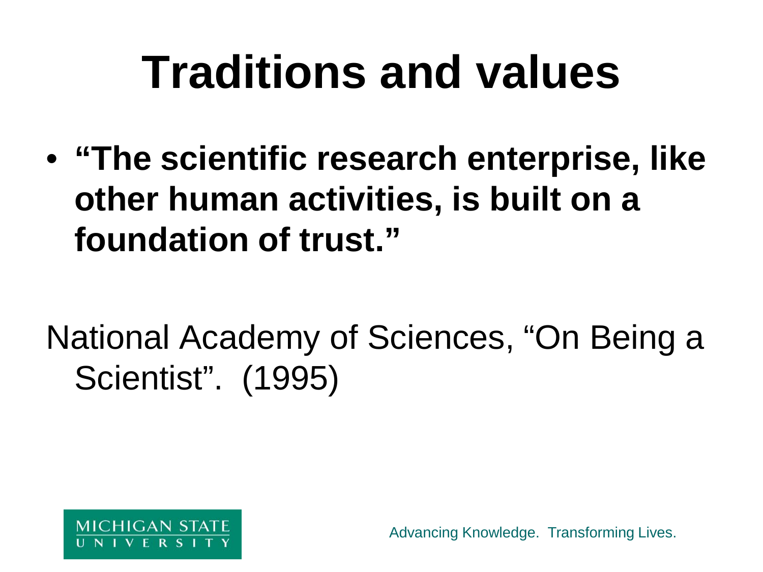# Traditions and values

- **"The scientific research enterprise, like other human activities, is built on a foundation of trust."**

National Academy of Sciences, "On Being a Scientist". (1995)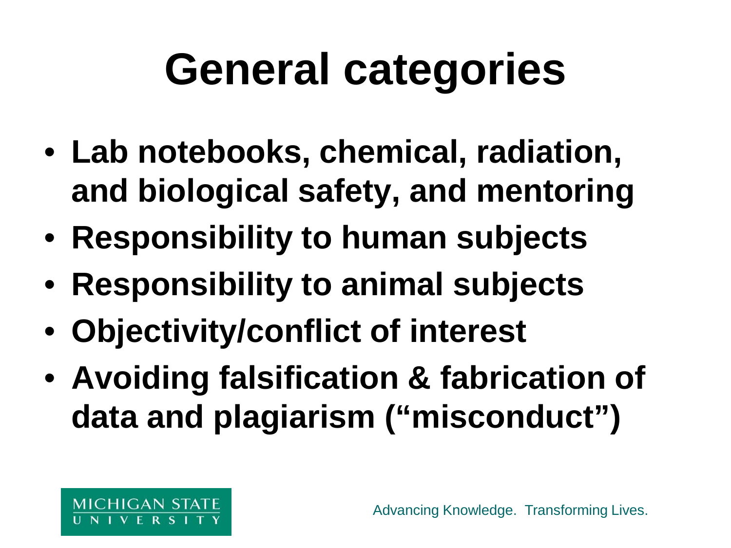# General categories

- **Lab notebooks, chemical, radiation, and biological safety, and mentoring**
- **Responsibility to human subjects**
- **Responsibility to animal subjects**
- **Objectivity/conflict of interest**
- **Avoiding falsification & fabrication of data and plagiarism ("misconduct")**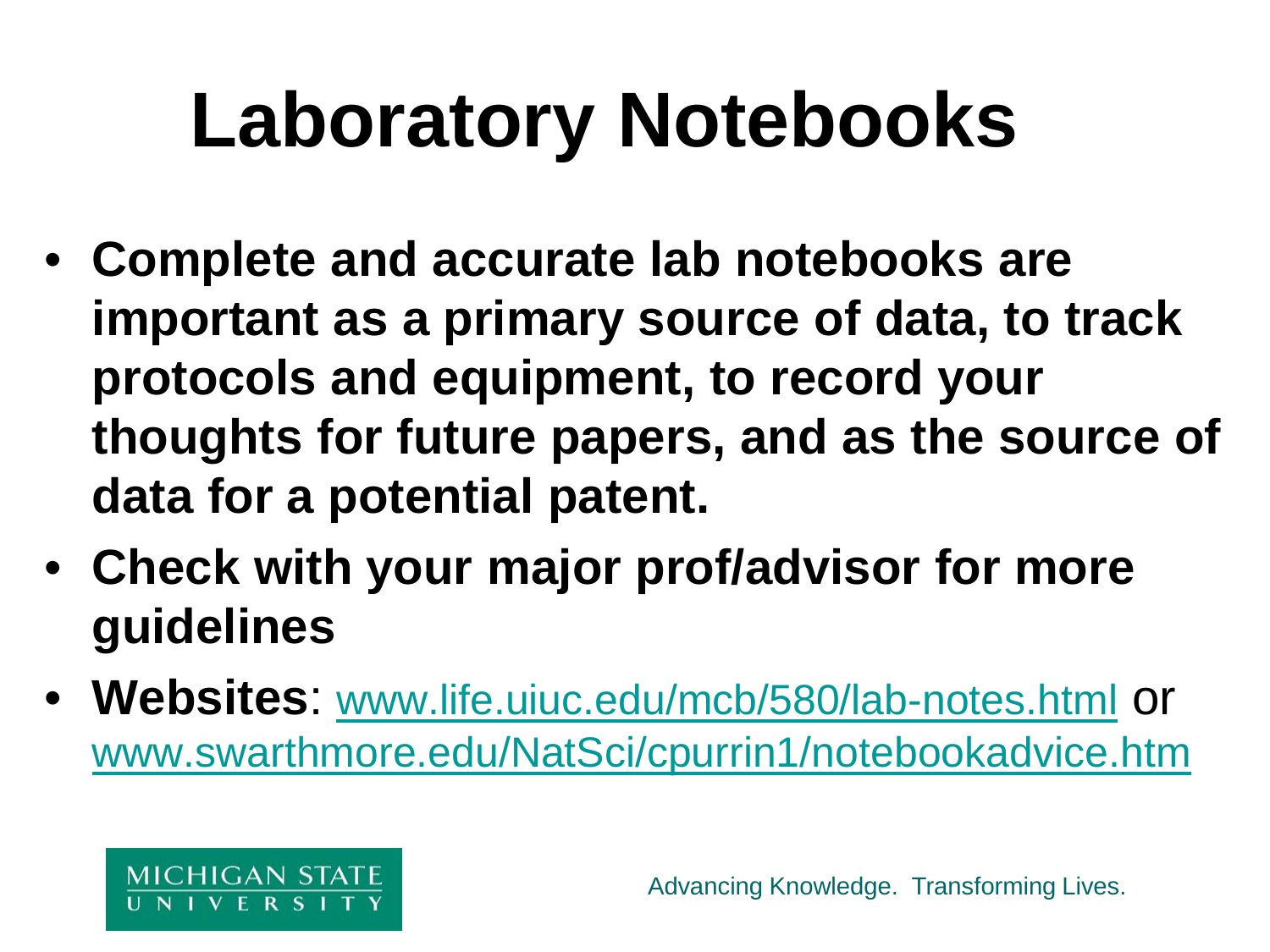# Laboratory Notebooks

- **Complete and accurate lab notebooks are important as a primary source of data, to track protocols and equipment, to record your thoughts for future papers, and as the source of data for a potential patent.**
- **Check with your major prof/advisor for more guidelines**
- **Websites**: www.life.uiuc.edu/mcb/580/lab-notes.html or www.swarthmore.edu/NatSci/cpurrin1/notebookadvice.htm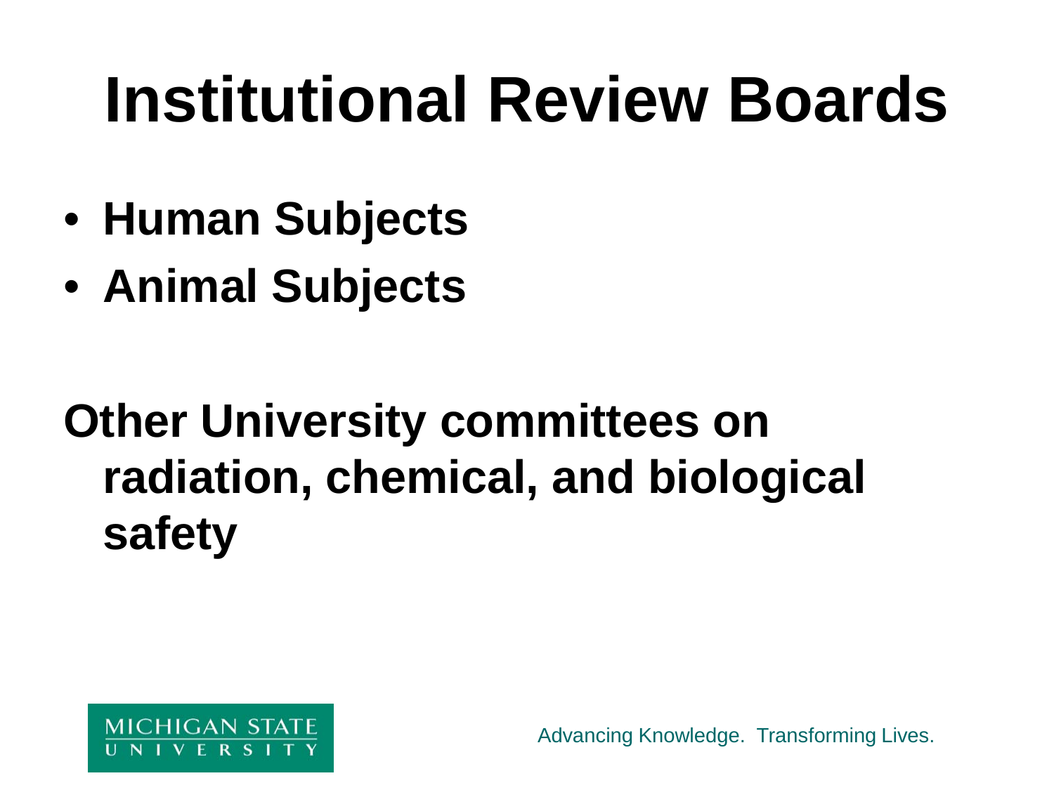# Institutional Review Boards

- **Human Subjects**
- **Animal Subjects**

**Other University committees on radiation, chemical, and biological safety**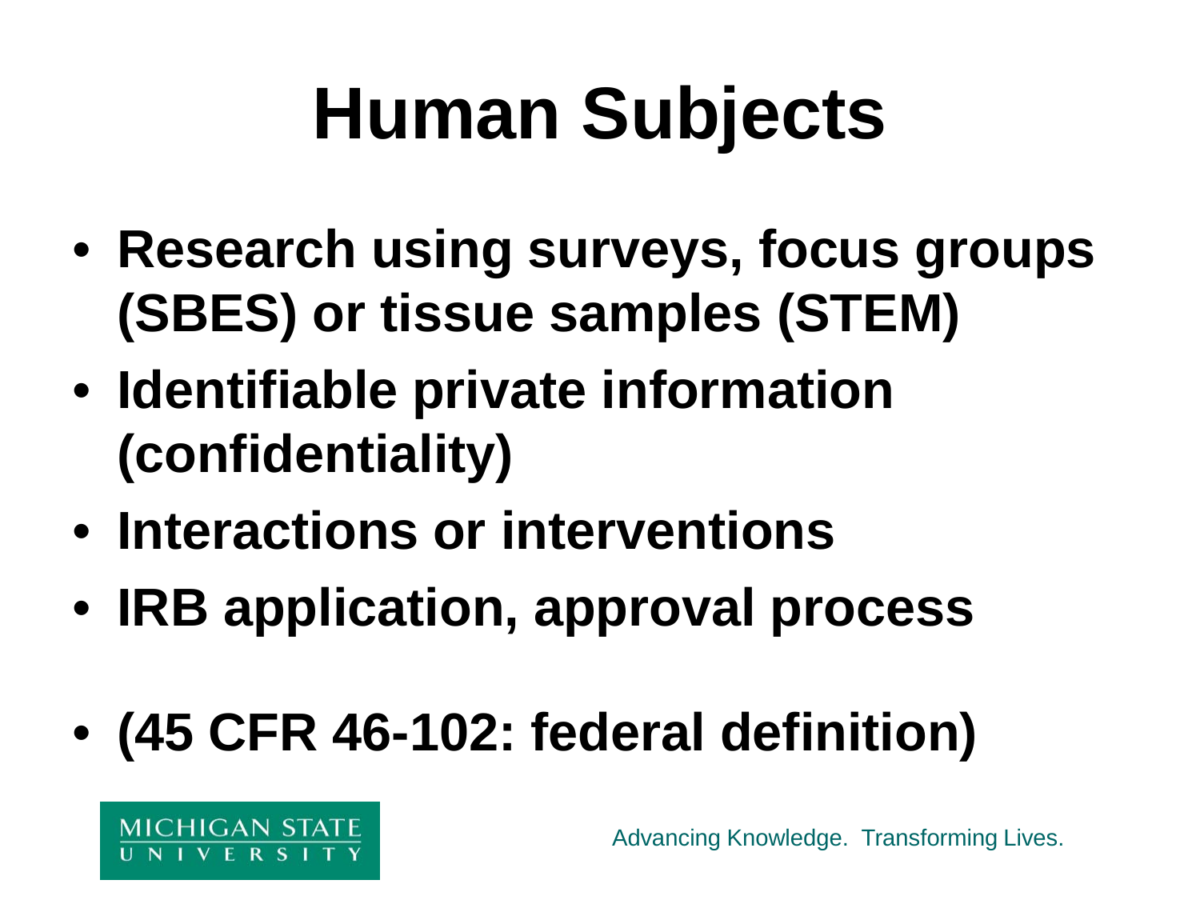# Human Subjects

- **Research using surveys, focus groups (SBES) or tissue samples (STEM)**
- **Identifiable private information (confidentiality)**
- **Interactions or interventions**
- **IRB application, approval process**

- **(45 CFR 46-102: federal definition)**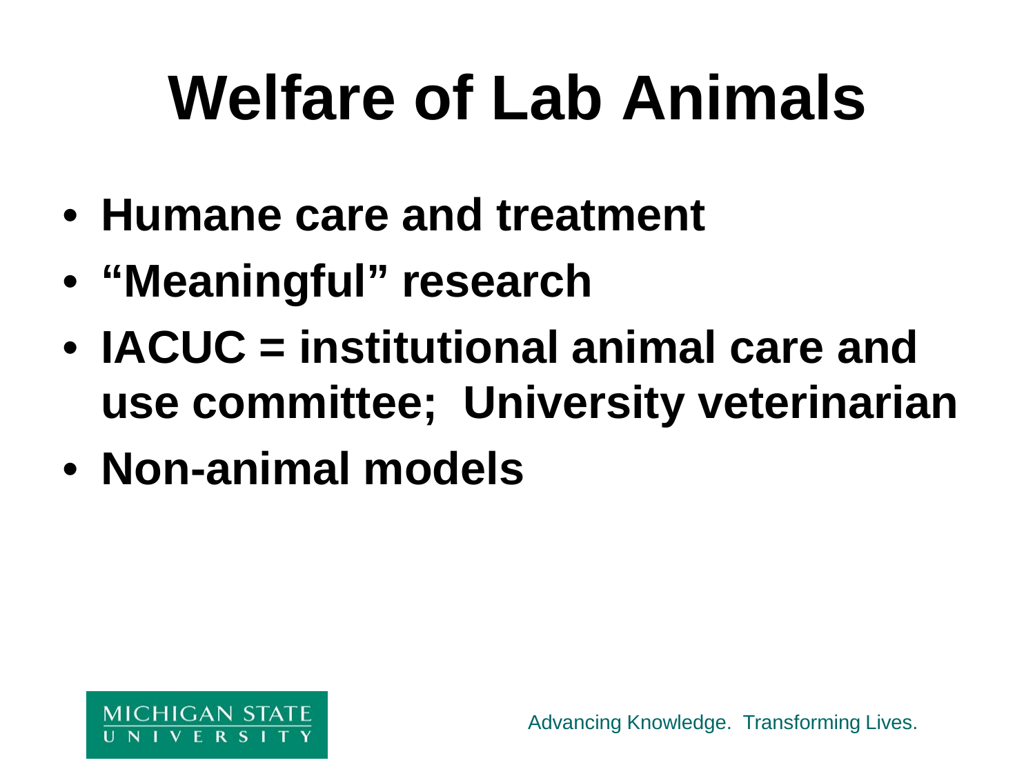# Welfare of Lab Animals

- Humane care and treatment
- "Meaningful" research
- IACUC = institutional animal care and use committee; University veterinarian
- Non-animal models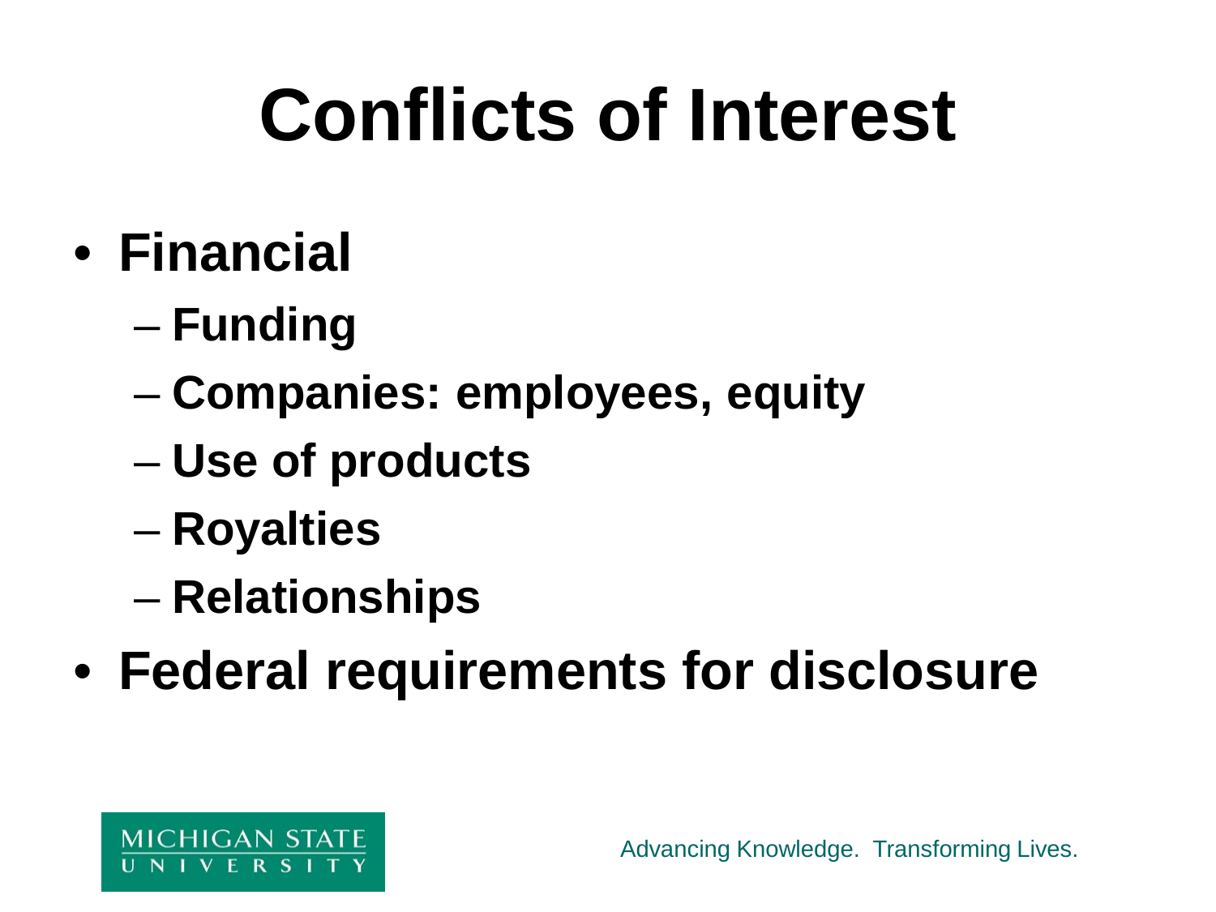# Conflicts of Interest

- **Financial**
  - **Funding**
  - **Companies: employees, equity**
  - **Use of products**
  - **Royalties**
  - **Relationships**
- **Federal requirements for disclosure**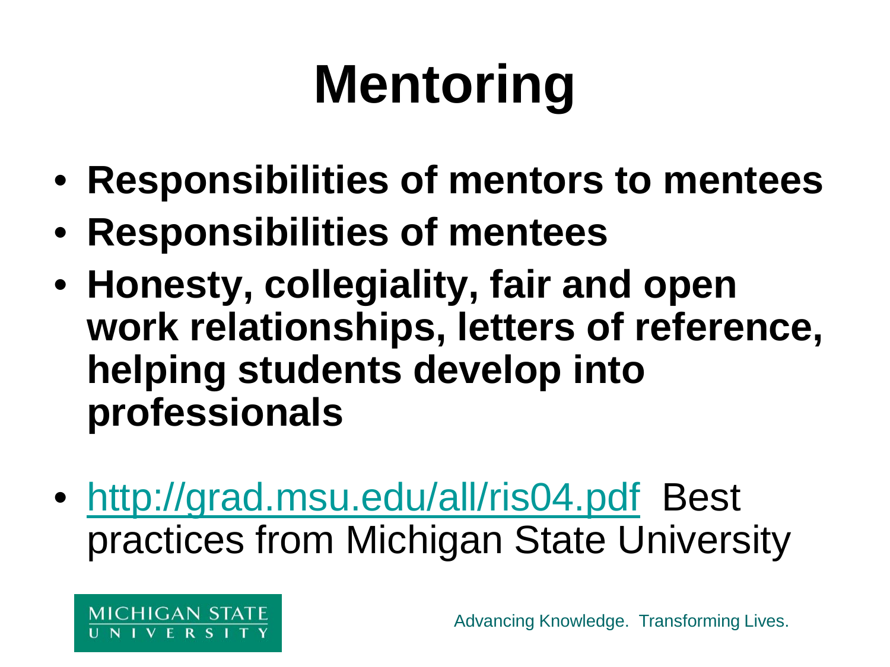# Mentoring

- **Responsibilities of mentors to mentees**
- **Responsibilities of mentees**
- **Honesty, collegiality, fair and open work relationships, letters of reference, helping students develop into professionals**
- http://grad.msu.edu/all/ris04.pdf Best practices from Michigan State University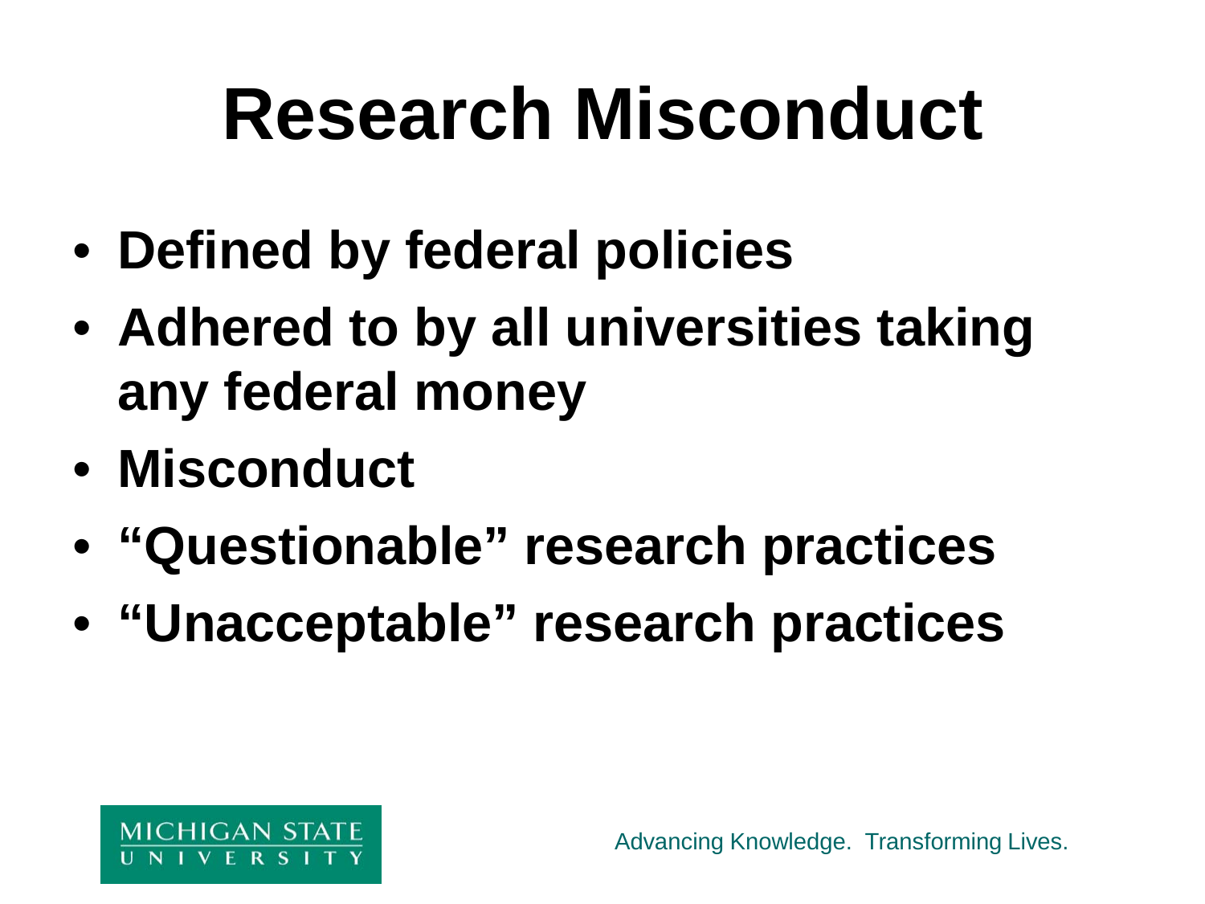# Research Misconduct

- Defined by federal policies
- Adhered to by all universities taking any federal money
- Misconduct
- "Questionable" research practices
- "Unacceptable" research practices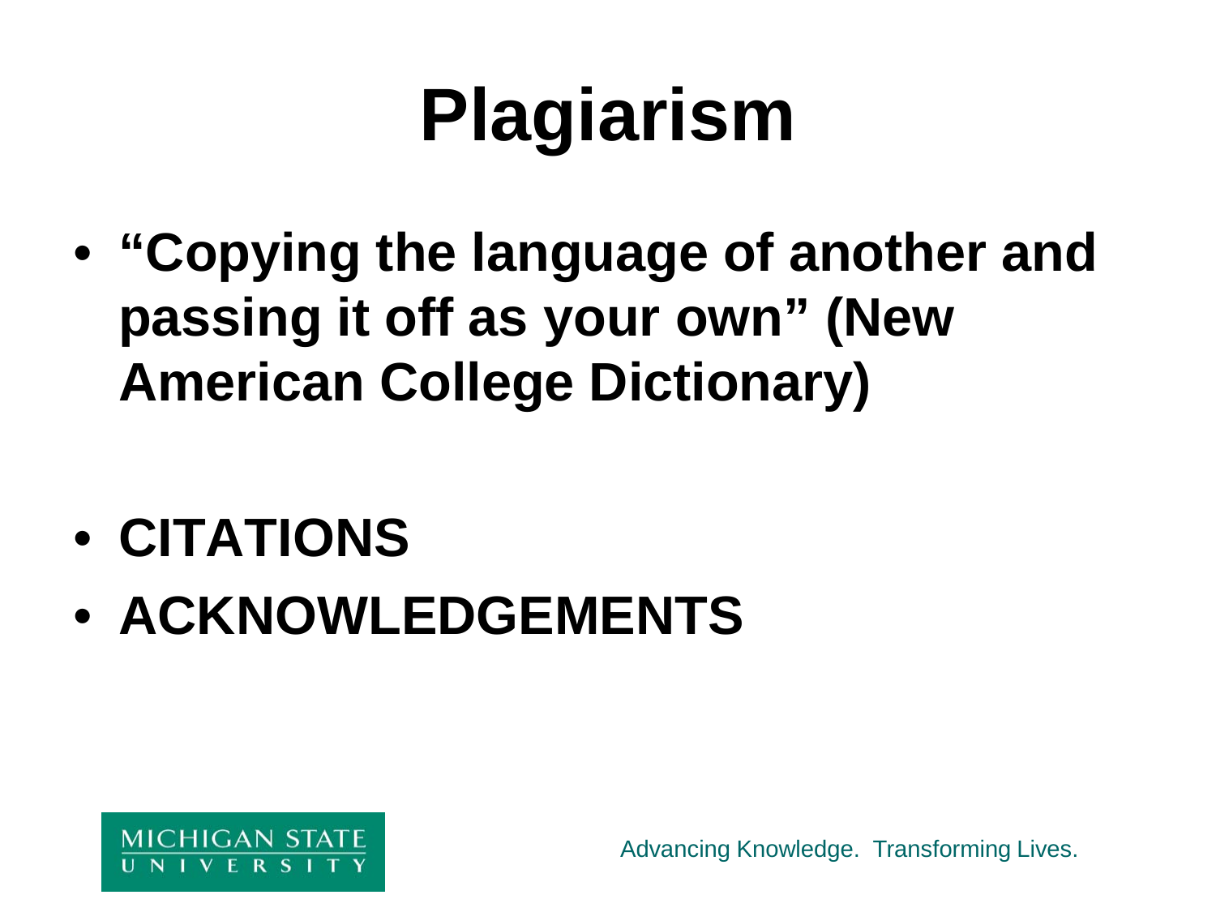# Plagiarism

- **"Copying the language of another and passing it off as your own" (New American College Dictionary)**

- **CITATIONS**
- **ACKNOWLEDGEMENTS**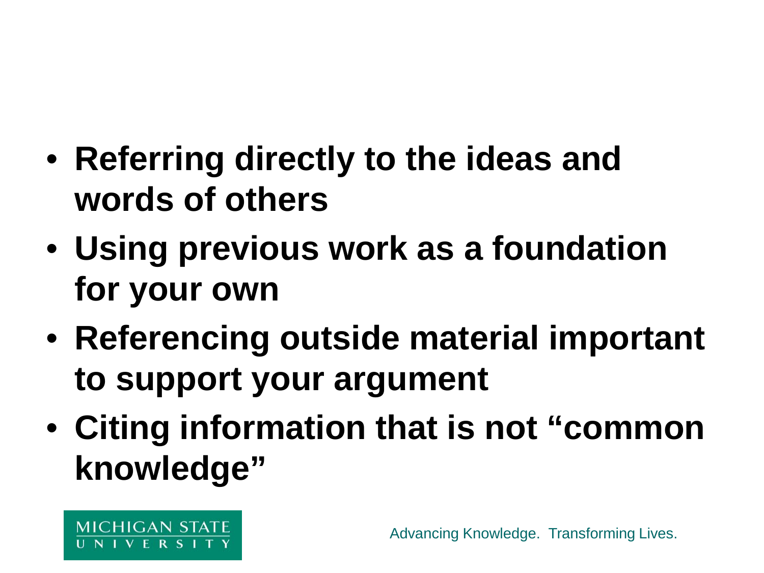- **Referring directly to the ideas and words of others**
- **Using previous work as a foundation for your own**
- **Referencing outside material important to support your argument**
- **Citing information that is not "common knowledge"**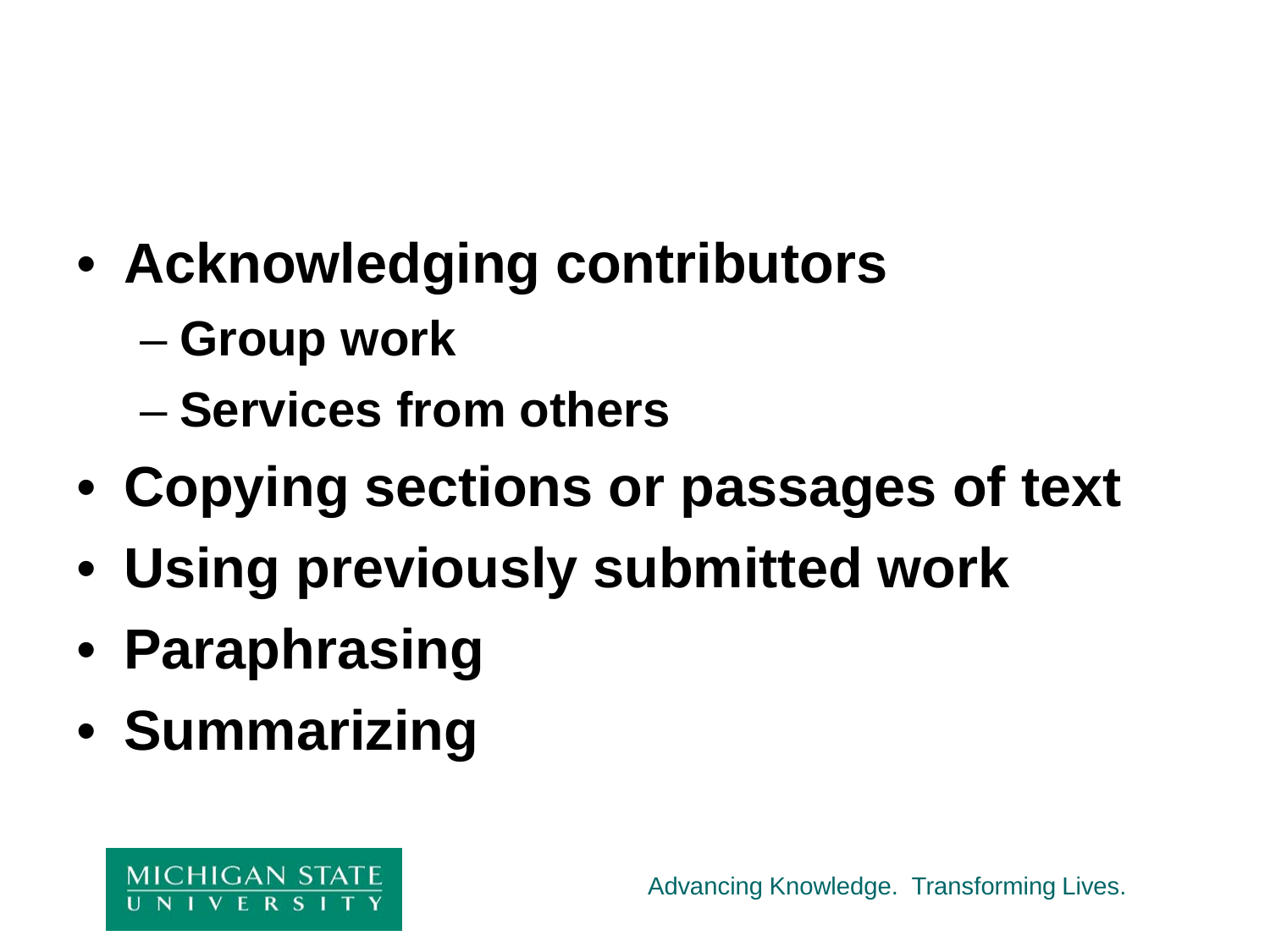- **Acknowledging contributors**
  - **Group work**
  - **Services from others**
- **Copying sections or passages of text**
- **Using previously submitted work**
- **Paraphrasing**
- **Summarizing**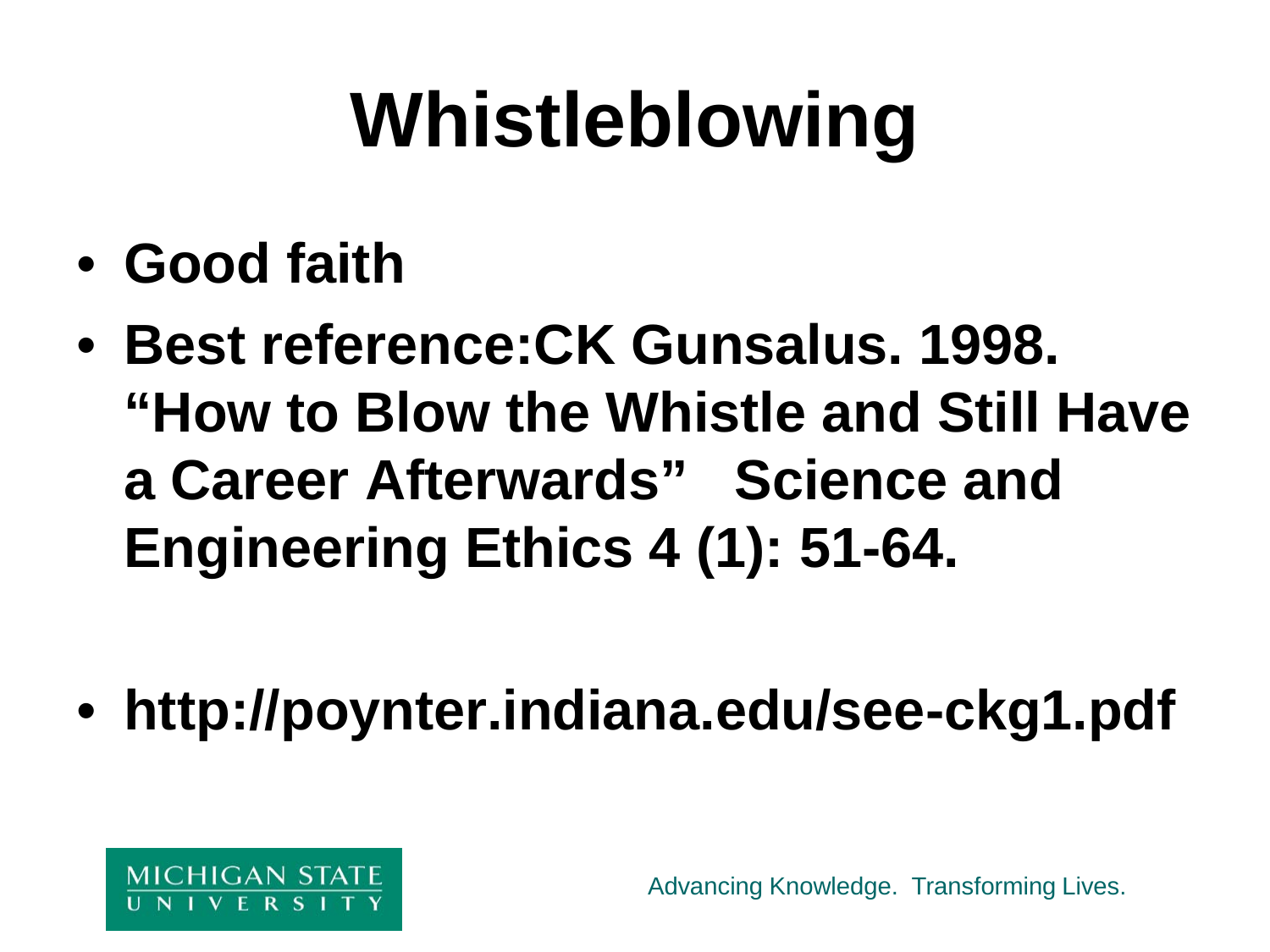# Whistleblowing

- **Good faith**
- **Best reference:CK Gunsalus. 1998. "How to Blow the Whistle and Still Have a Career Afterwards" Science and Engineering Ethics 4 (1): 51-64.**
- **http://poynter.indiana.edu/see-ckg1.pdf**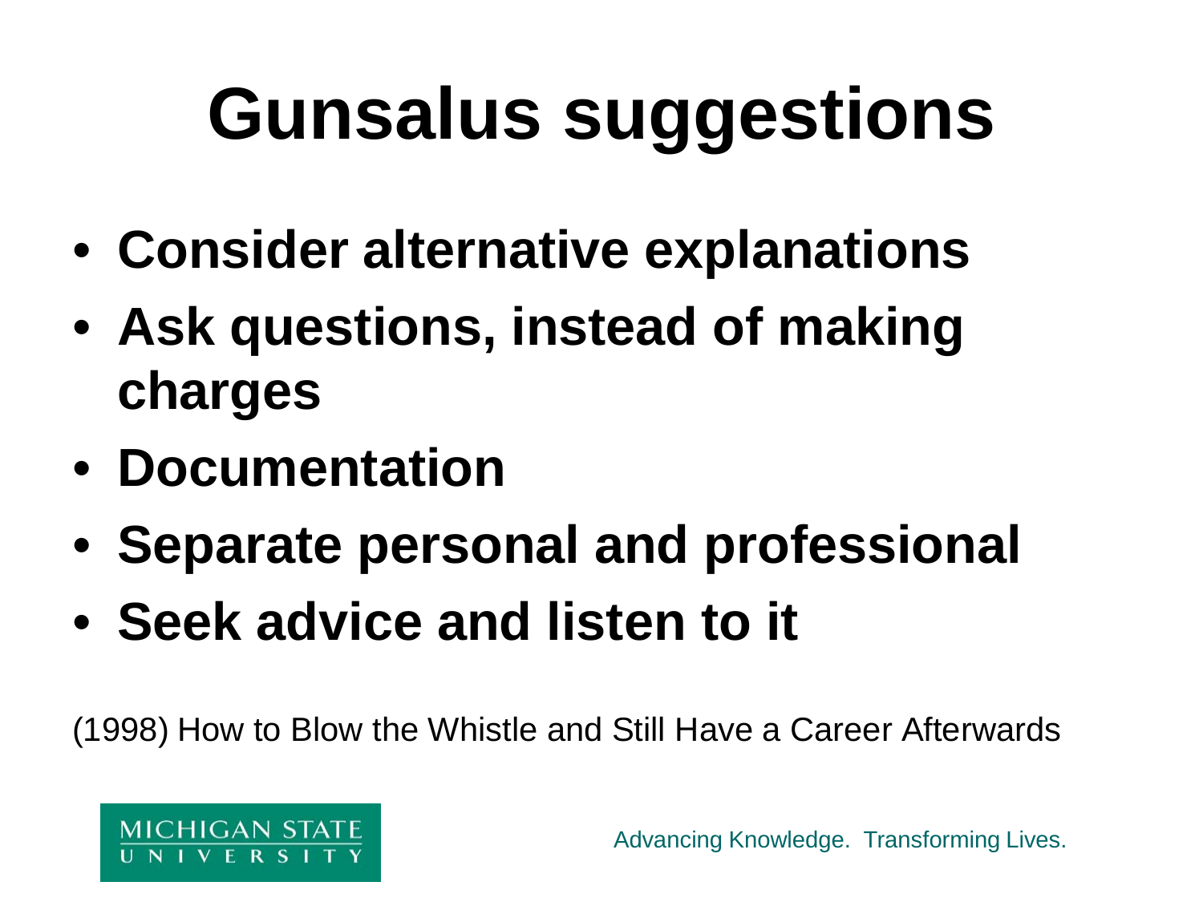# Gunsalus suggestions

- Consider alternative explanations
- Ask questions, instead of making charges
- Documentation
- Separate personal and professional
- Seek advice and listen to it

(1998) How to Blow the Whistle and Still Have a Career Afterwards